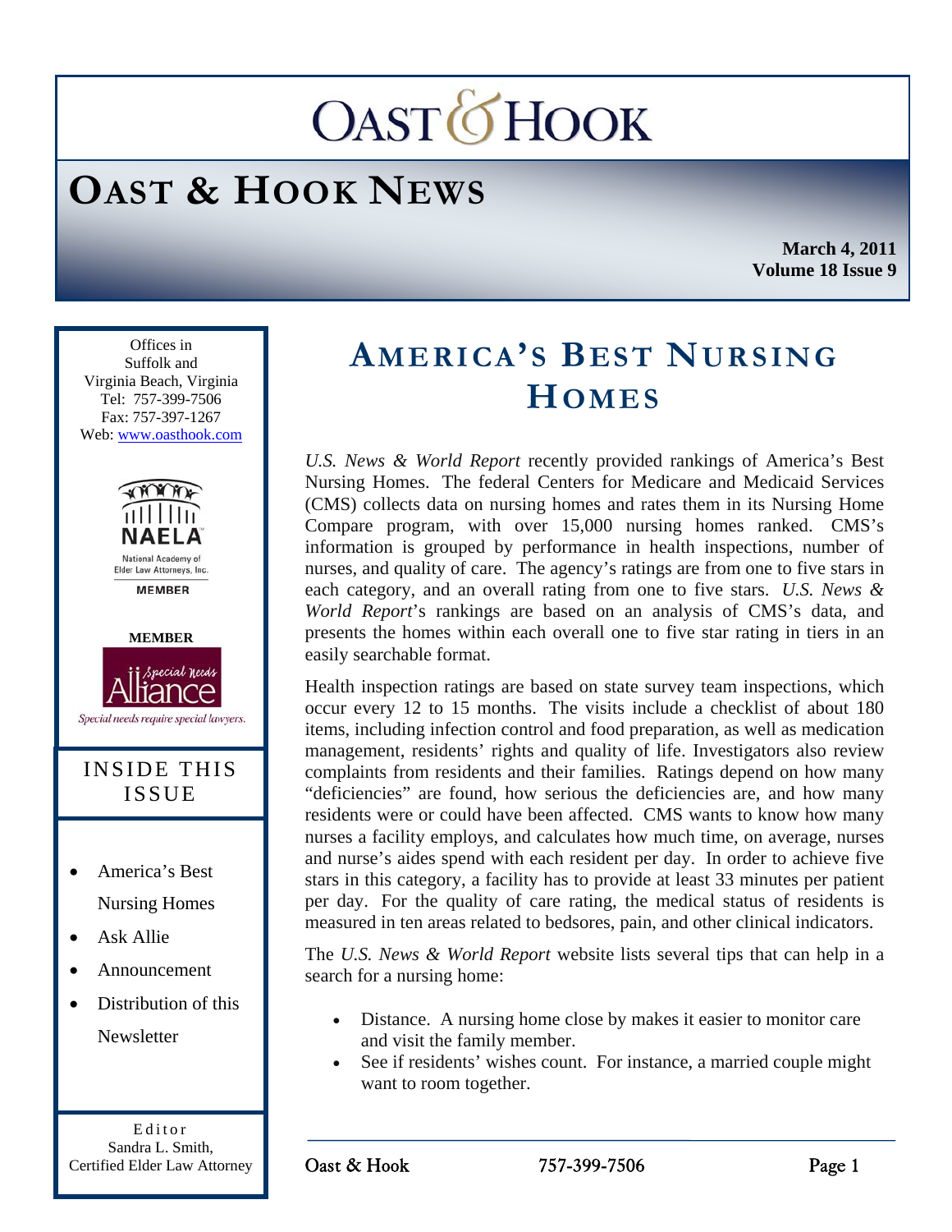# OAST & HOOK

## OAST & HOOK NEWS

**March 4, 2011**
**Volume 18 Issue 9**

Offices in
Suffolk and
Virginia Beach, Virginia
Tel: 757-399-7506
Fax: 757-397-1267
Web: www.oasthook.com

NAELA
National Academy of Elder Law Attorneys, Inc.
MEMBER

MEMBER
Special Needs Alliance
Special needs require special lawyers.

### INSIDE THIS ISSUE

- America's Best Nursing Homes
- Ask Allie
- Announcement
- Distribution of this Newsletter

Editor
Sandra L. Smith,
Certified Elder Law Attorney

## AMERICA'S BEST NURSING HOMES

*U.S. News & World Report* recently provided rankings of America's Best Nursing Homes. The federal Centers for Medicare and Medicaid Services (CMS) collects data on nursing homes and rates them in its Nursing Home Compare program, with over 15,000 nursing homes ranked. CMS's information is grouped by performance in health inspections, number of nurses, and quality of care. The agency's ratings are from one to five stars in each category, and an overall rating from one to five stars. *U.S. News & World Report*'s rankings are based on an analysis of CMS's data, and presents the homes within each overall one to five star rating in tiers in an easily searchable format.

Health inspection ratings are based on state survey team inspections, which occur every 12 to 15 months. The visits include a checklist of about 180 items, including infection control and food preparation, as well as medication management, residents' rights and quality of life. Investigators also review complaints from residents and their families. Ratings depend on how many "deficiencies" are found, how serious the deficiencies are, and how many residents were or could have been affected. CMS wants to know how many nurses a facility employs, and calculates how much time, on average, nurses and nurse's aides spend with each resident per day. In order to achieve five stars in this category, a facility has to provide at least 33 minutes per patient per day. For the quality of care rating, the medical status of residents is measured in ten areas related to bedsores, pain, and other clinical indicators.

The *U.S. News & World Report* website lists several tips that can help in a search for a nursing home:

- Distance. A nursing home close by makes it easier to monitor care and visit the family member.
- See if residents' wishes count. For instance, a married couple might want to room together.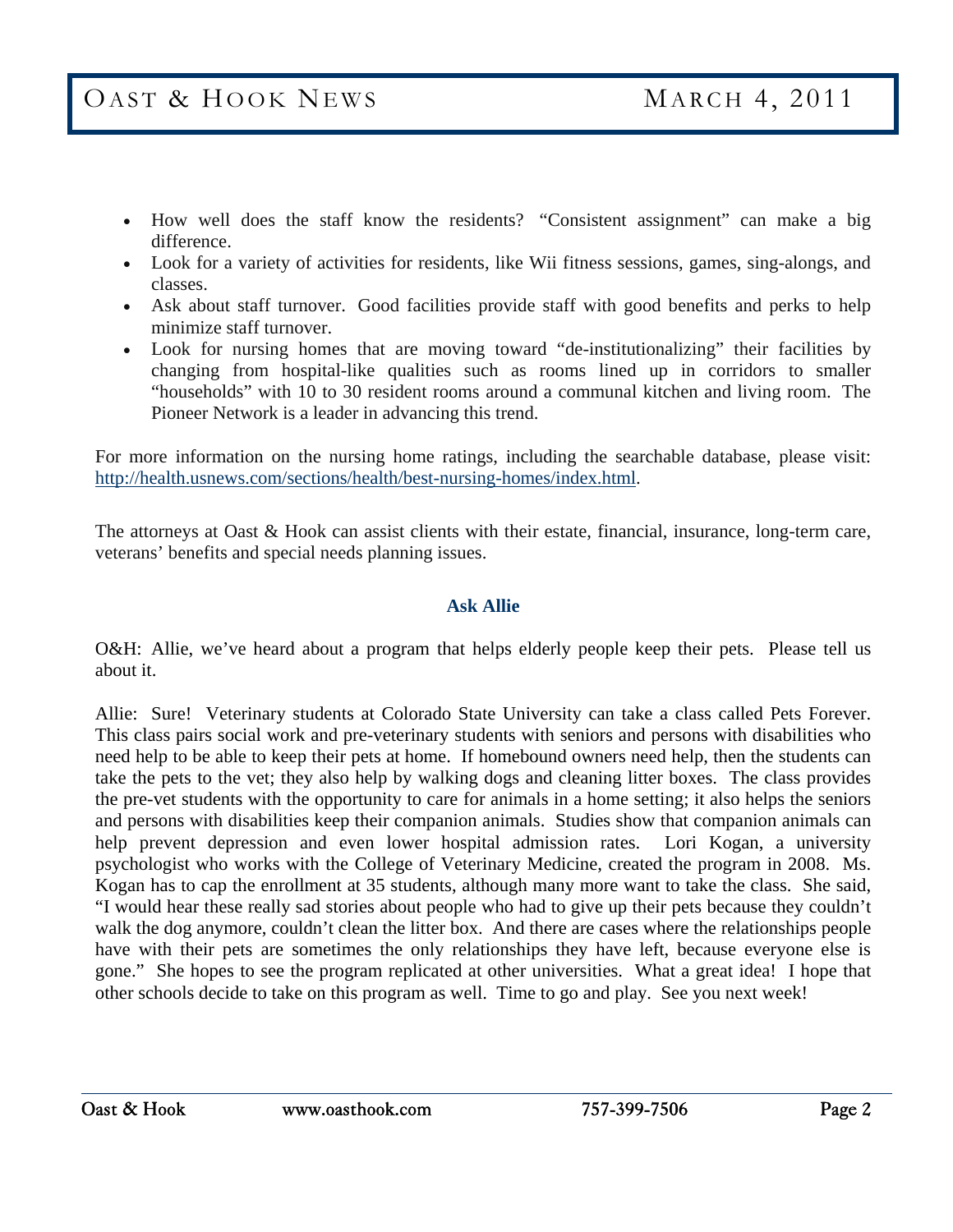- How well does the staff know the residents? "Consistent assignment" can make a big difference.
- Look for a variety of activities for residents, like Wii fitness sessions, games, sing-alongs, and classes.
- Ask about staff turnover. Good facilities provide staff with good benefits and perks to help minimize staff turnover.
- Look for nursing homes that are moving toward "de-institutionalizing" their facilities by changing from hospital-like qualities such as rooms lined up in corridors to smaller "households" with 10 to 30 resident rooms around a communal kitchen and living room. The Pioneer Network is a leader in advancing this trend.

For more information on the nursing home ratings, including the searchable database, please visit: http://health.usnews.com/sections/health/best-nursing-homes/index.html.

The attorneys at Oast & Hook can assist clients with their estate, financial, insurance, long-term care, veterans' benefits and special needs planning issues.

### Ask Allie

O&H: Allie, we've heard about a program that helps elderly people keep their pets. Please tell us about it.

Allie: Sure! Veterinary students at Colorado State University can take a class called Pets Forever. This class pairs social work and pre-veterinary students with seniors and persons with disabilities who need help to be able to keep their pets at home. If homebound owners need help, then the students can take the pets to the vet; they also help by walking dogs and cleaning litter boxes. The class provides the pre-vet students with the opportunity to care for animals in a home setting; it also helps the seniors and persons with disabilities keep their companion animals. Studies show that companion animals can help prevent depression and even lower hospital admission rates. Lori Kogan, a university psychologist who works with the College of Veterinary Medicine, created the program in 2008. Ms. Kogan has to cap the enrollment at 35 students, although many more want to take the class. She said, "I would hear these really sad stories about people who had to give up their pets because they couldn't walk the dog anymore, couldn't clean the litter box. And there are cases where the relationships people have with their pets are sometimes the only relationships they have left, because everyone else is gone." She hopes to see the program replicated at other universities. What a great idea! I hope that other schools decide to take on this program as well. Time to go and play. See you next week!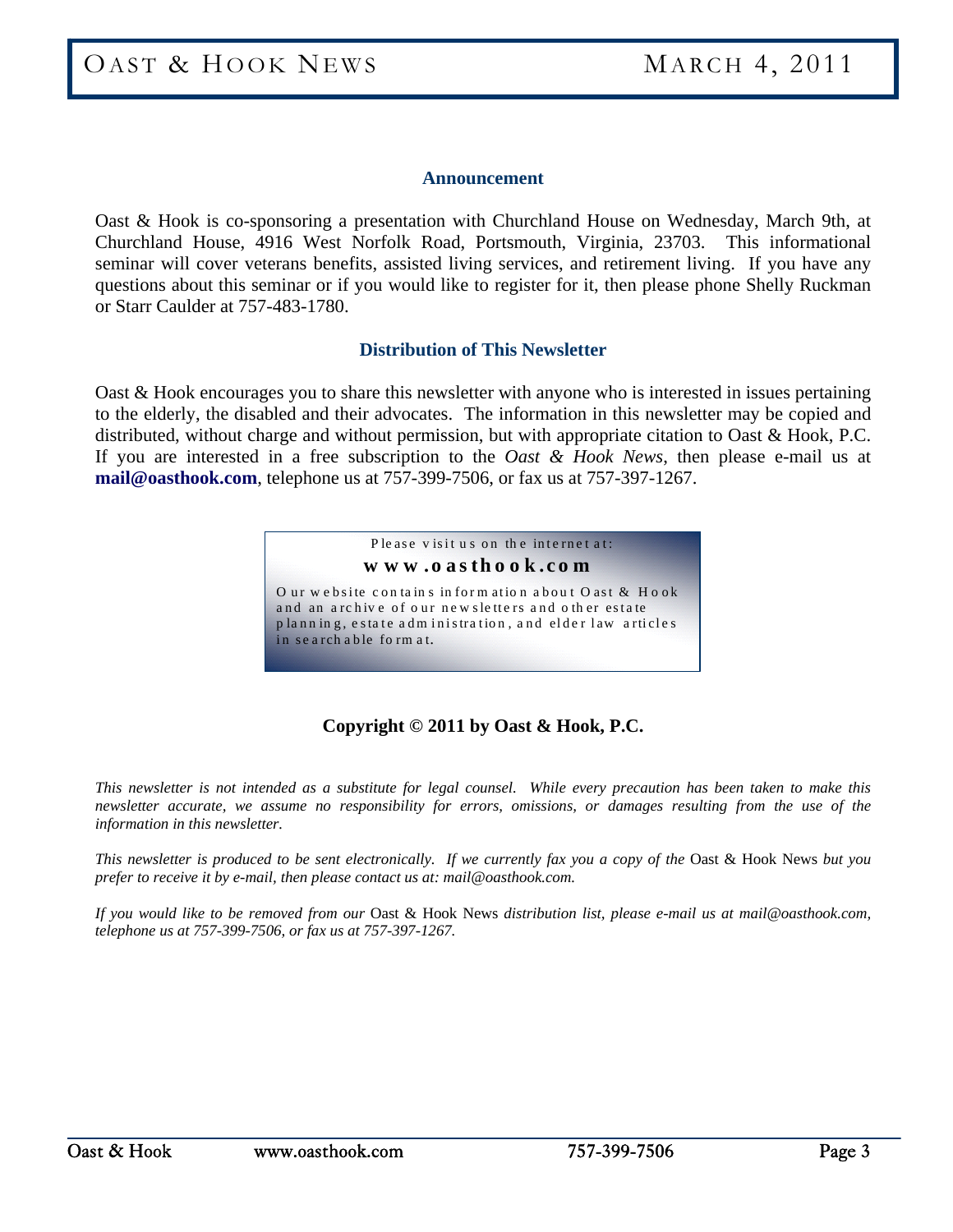## Announcement

Oast & Hook is co-sponsoring a presentation with Churchland House on Wednesday, March 9th, at Churchland House, 4916 West Norfolk Road, Portsmouth, Virginia, 23703. This informational seminar will cover veterans benefits, assisted living services, and retirement living. If you have any questions about this seminar or if you would like to register for it, then please phone Shelly Ruckman or Starr Caulder at 757-483-1780.

## Distribution of This Newsletter

Oast & Hook encourages you to share this newsletter with anyone who is interested in issues pertaining to the elderly, the disabled and their advocates. The information in this newsletter may be copied and distributed, without charge and without permission, but with appropriate citation to Oast & Hook, P.C. If you are interested in a free subscription to the *Oast & Hook News*, then please e-mail us at **mail@oasthook.com**, telephone us at 757-399-7506, or fax us at 757-397-1267.

Please visit us on the internet at:

**www.oasthook.com**

Our website contains information about Oast & Hook and an archive of our newsletters and other estate planning, estate administration, and elder law articles in searchable format.

**Copyright © 2011 by Oast & Hook, P.C.**

*This newsletter is not intended as a substitute for legal counsel. While every precaution has been taken to make this newsletter accurate, we assume no responsibility for errors, omissions, or damages resulting from the use of the information in this newsletter.*

*This newsletter is produced to be sent electronically. If we currently fax you a copy of the* Oast & Hook News *but you prefer to receive it by e-mail, then please contact us at: mail@oasthook.com.*

*If you would like to be removed from our* Oast & Hook News *distribution list, please e-mail us at mail@oasthook.com, telephone us at 757-399-7506, or fax us at 757-397-1267.*